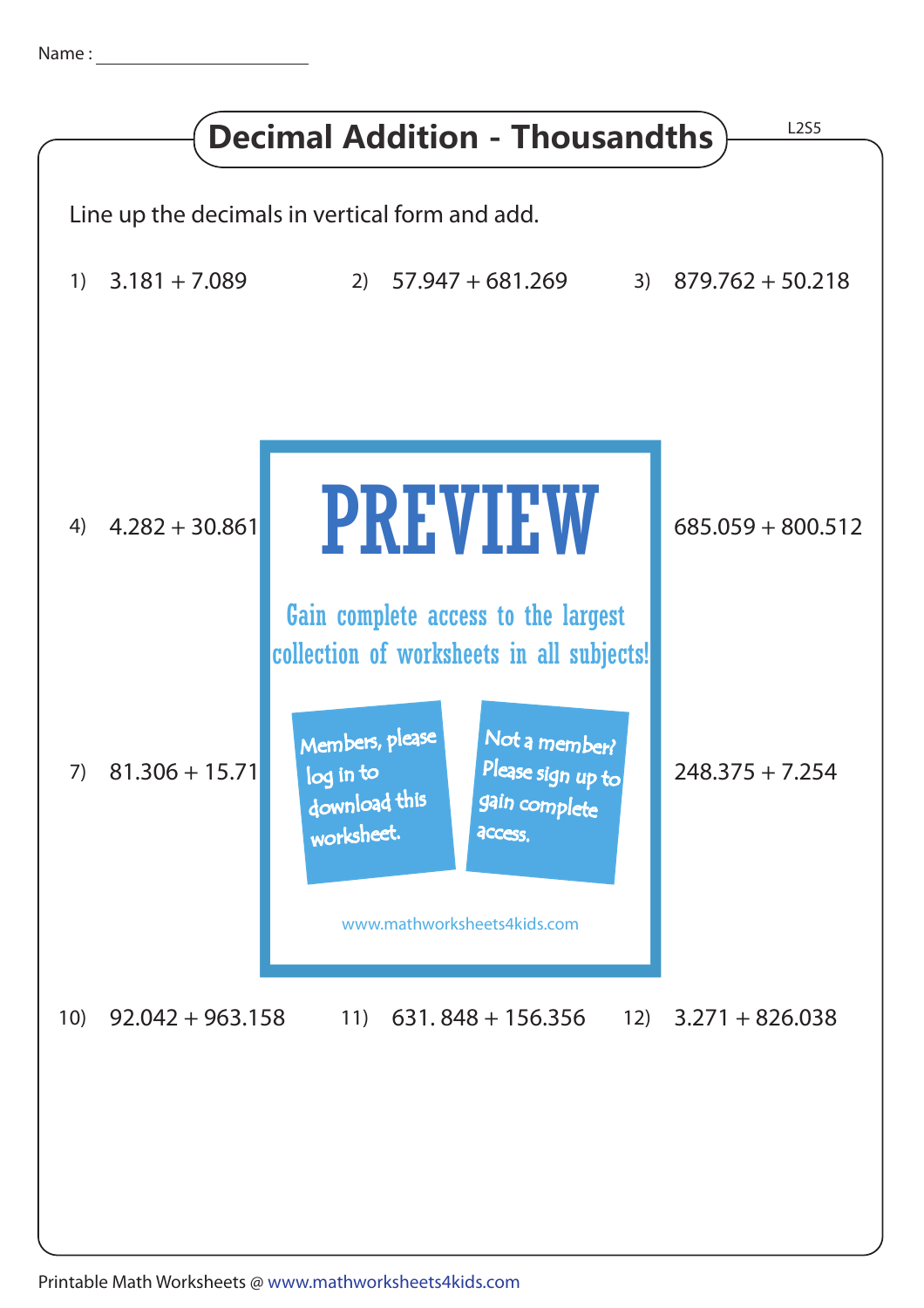Name : ____________________

# Decimal Addition - Thousandths

L2S5

Line up the decimals in vertical form and add.

1) 3.181 + 7.089

2) 57.947 + 681.269

3) 879.762 + 50.218

4) 4.282 + 30.861

685.059 + 800.512

7) 81.306 + 15.71

248.375 + 7.254

PREVIEW

Gain complete access to the largest collection of worksheets in all subjects!

Members, please log in to download this worksheet.

Not a member? Please sign up to gain complete access.

www.mathworksheets4kids.com

10) 92.042 + 963.158

11) 631. 848 + 156.356

12) 3.271 + 826.038

Printable Math Worksheets @ www.mathworksheets4kids.com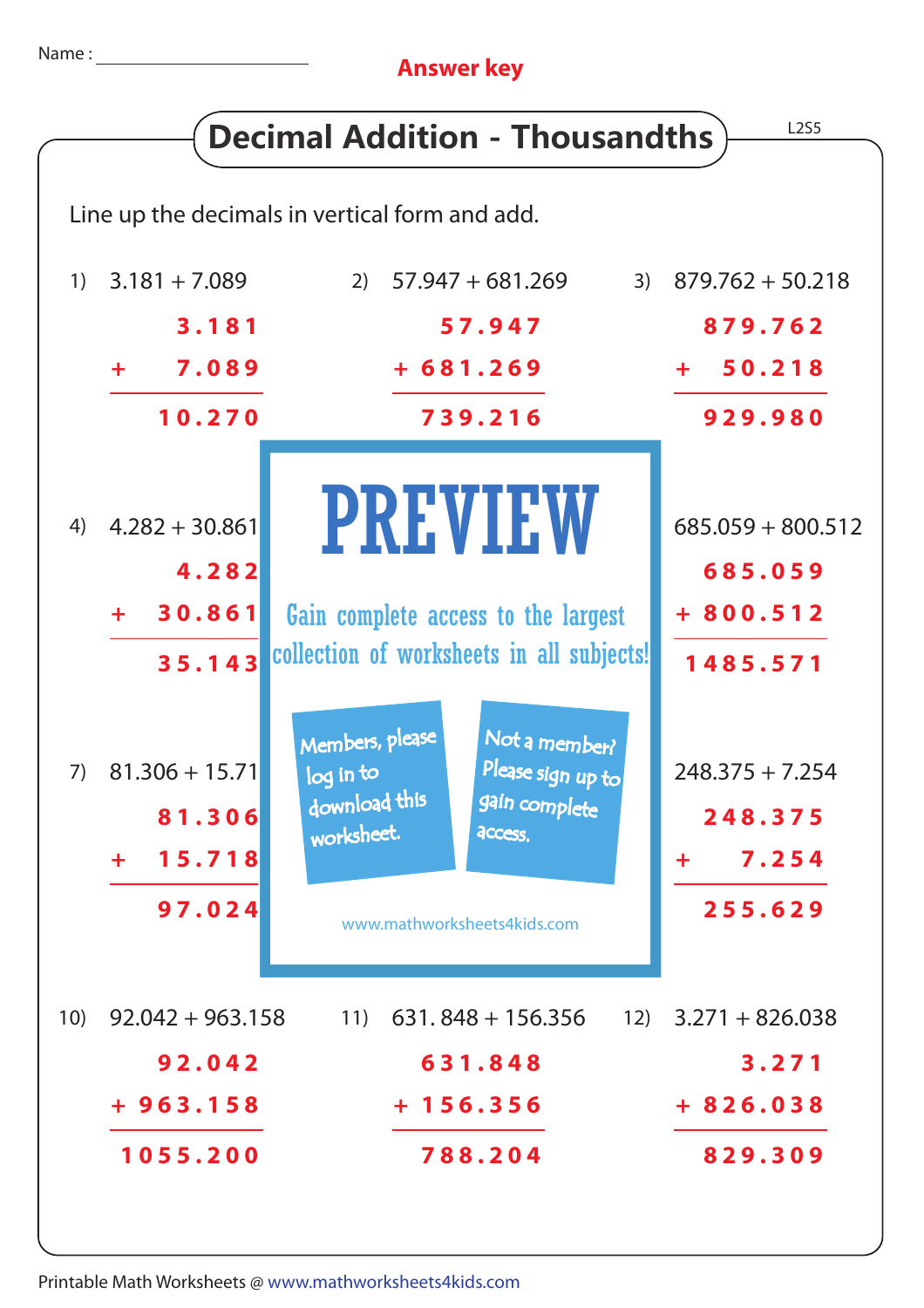Name :

**Answer key**

# Decimal Addition - Thousandths

L2S5

Line up the decimals in vertical form and add.

1) 3.181 + 7.089

```
   3.181
+  7.089
--------
  10.270
```

2) 57.947 + 681.269

```
  57.947
+681.269
--------
 739.216
```

3) 879.762 + 50.218

```
 879.762
+ 50.218
--------
 929.980
```

4) 4.282 + 30.861

```
   4.282
+ 30.861
--------
  35.143
```

685.059 + 800.512

```
 685.059
+800.512
--------
1485.571
```

7) 81.306 + 15.71

```
  81.306
+ 15.718
--------
  97.024
```

248.375 + 7.254

```
 248.375
+  7.254
--------
 255.629
```

10) 92.042 + 963.158

```
  92.042
+963.158
--------
1055.200
```

11) 631. 848 + 156.356

```
 631.848
+156.356
--------
 788.204
```

12) 3.271 + 826.038

```
   3.271
+826.038
--------
 829.309
```

PREVIEW

Gain complete access to the largest collection of worksheets in all subjects!

Members, please log in to download this worksheet.

Not a member? Please sign up to gain complete access.

www.mathworksheets4kids.com

Printable Math Worksheets @ www.mathworksheets4kids.com